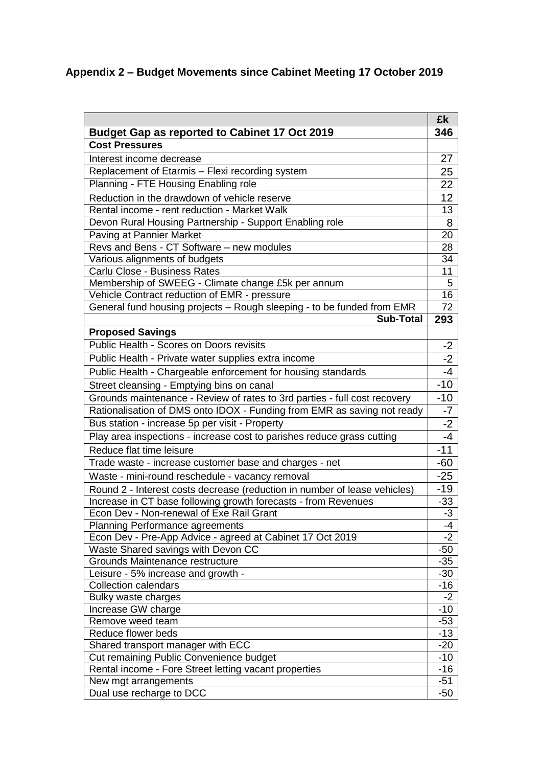## Appendix 2 – Budget Movements since Cabinet Meeting 17 October 2019

| | £k |
|---|---|
| **Budget Gap as reported to Cabinet 17 Oct 2019** | **346** |
| **Cost Pressures** | |
| Interest income decrease | 27 |
| Replacement of Etarmis – Flexi recording system | 25 |
| Planning - FTE Housing Enabling role | 22 |
| Reduction in the drawdown of vehicle reserve | 12 |
| Rental income - rent reduction - Market Walk | 13 |
| Devon Rural Housing Partnership - Support Enabling role | 8 |
| Paving at Pannier Market | 20 |
| Revs and Bens - CT Software – new modules | 28 |
| Various alignments of budgets | 34 |
| Carlu Close - Business Rates | 11 |
| Membership of SWEEG - Climate change £5k per annum | 5 |
| Vehicle Contract reduction of EMR - pressure | 16 |
| General fund housing projects – Rough sleeping - to be funded from EMR | 72 |
| **Sub-Total** | **293** |
| **Proposed Savings** | |
| Public Health - Scores on Doors revisits | -2 |
| Public Health - Private water supplies extra income | -2 |
| Public Health - Chargeable enforcement for housing standards | -4 |
| Street cleansing - Emptying bins on canal | -10 |
| Grounds maintenance - Review of rates to 3rd parties - full cost recovery | -10 |
| Rationalisation of DMS onto IDOX - Funding from EMR as saving not ready | -7 |
| Bus station - increase 5p per visit - Property | -2 |
| Play area inspections - increase cost to parishes reduce grass cutting | -4 |
| Reduce flat time leisure | -11 |
| Trade waste - increase customer base and charges - net | -60 |
| Waste - mini-round reschedule - vacancy removal | -25 |
| Round 2 - Interest costs decrease (reduction in number of lease vehicles) | -19 |
| Increase in CT base following growth forecasts - from Revenues | -33 |
| Econ Dev - Non-renewal of Exe Rail Grant | -3 |
| Planning Performance agreements | -4 |
| Econ Dev - Pre-App Advice - agreed at Cabinet 17 Oct 2019 | -2 |
| Waste Shared savings with Devon CC | -50 |
| Grounds Maintenance restructure | -35 |
| Leisure - 5% increase and growth - | -30 |
| Collection calendars | -16 |
| Bulky waste charges | -2 |
| Increase GW charge | -10 |
| Remove weed team | -53 |
| Reduce flower beds | -13 |
| Shared transport manager with ECC | -20 |
| Cut remaining Public Convenience budget | -10 |
| Rental income - Fore Street letting vacant properties | -16 |
| New mgt arrangements | -51 |
| Dual use recharge to DCC | -50 |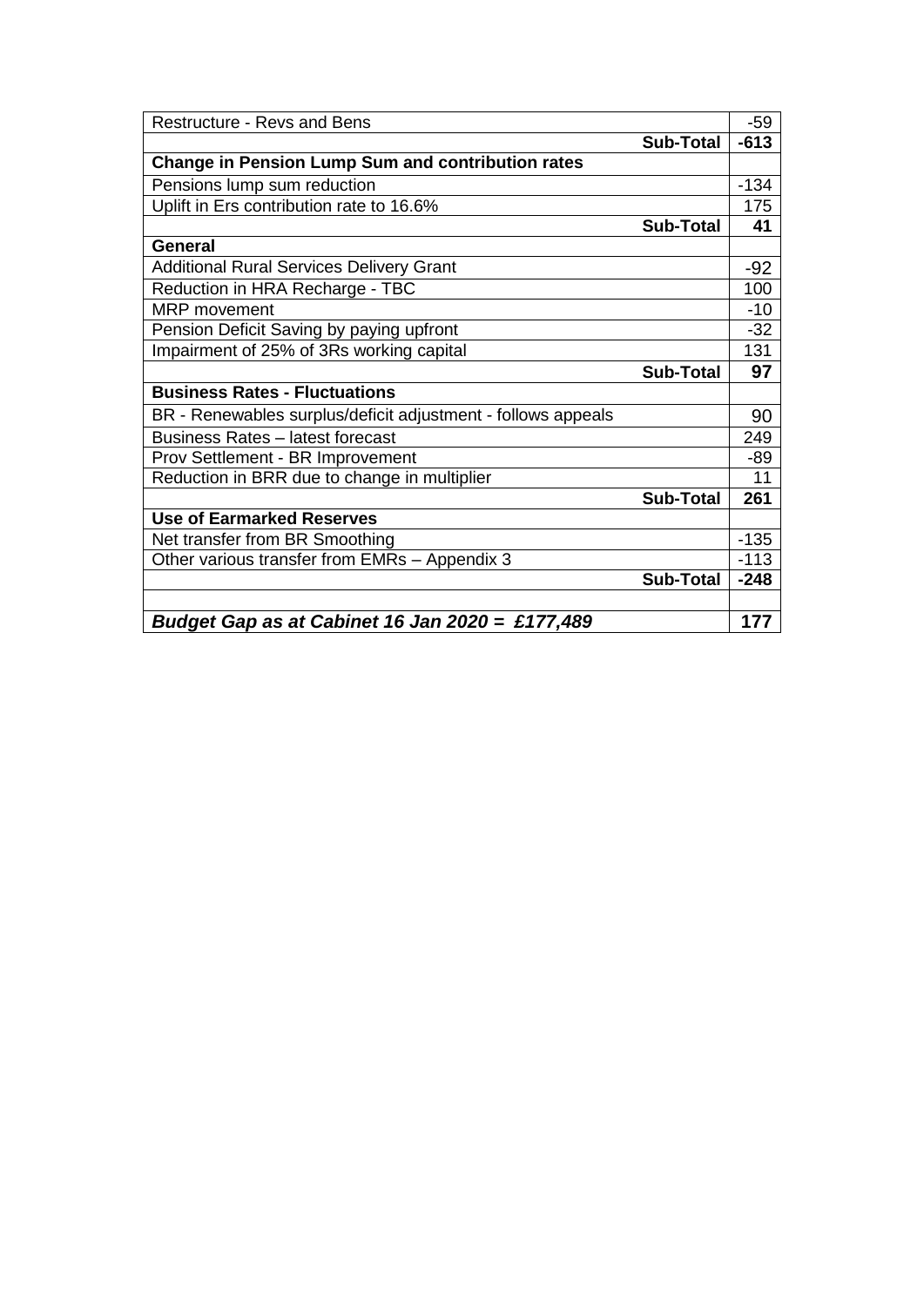| | |
|---|---|
| Restructure - Revs and Bens | -59 |
| **Sub-Total** | **-613** |
| **Change in Pension Lump Sum and contribution rates** | |
| Pensions lump sum reduction | -134 |
| Uplift in Ers contribution rate to 16.6% | 175 |
| **Sub-Total** | **41** |
| **General** | |
| Additional Rural Services Delivery Grant | -92 |
| Reduction in HRA Recharge - TBC | 100 |
| MRP movement | -10 |
| Pension Deficit Saving by paying upfront | -32 |
| Impairment of 25% of 3Rs working capital | 131 |
| **Sub-Total** | **97** |
| **Business Rates - Fluctuations** | |
| BR - Renewables surplus/deficit adjustment - follows appeals | 90 |
| Business Rates – latest forecast | 249 |
| Prov Settlement - BR Improvement | -89 |
| Reduction in BRR due to change in multiplier | 11 |
| **Sub-Total** | **261** |
| **Use of Earmarked Reserves** | |
| Net transfer from BR Smoothing | -135 |
| Other various transfer from EMRs – Appendix 3 | -113 |
| **Sub-Total** | **-248** |
| | |
| ***Budget Gap as at Cabinet 16 Jan 2020 = £177,489*** | **177** |